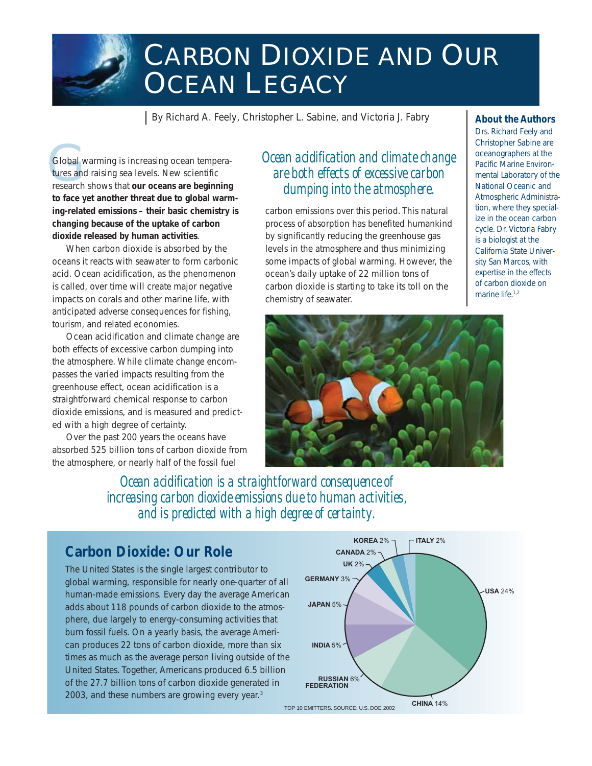# Carbon Dioxide and Our Ocean Legacy

By Richard A. Feely, Christopher L. Sabine, and Victoria J. Fabry

**About the Authors**

Drs. Richard Feely and Christopher Sabine are oceanographers at the Pacific Marine Environmental Laboratory of the National Oceanic and Atmospheric Administration, where they specialize in the ocean carbon cycle. Dr. Victoria Fabry is a biologist at the California State University San Marcos, with expertise in the effects of carbon dioxide on marine life.[1,2]

Global warming is increasing ocean temperatures and raising sea levels. New scientific research shows that **our oceans are beginning to face yet another threat due to global warming-related emissions – their basic chemistry is changing because of the uptake of carbon dioxide released by human activities**.

When carbon dioxide is absorbed by the oceans it reacts with seawater to form carbonic acid. Ocean acidification, as the phenomenon is called, over time will create major negative impacts on corals and other marine life, with anticipated adverse consequences for fishing, tourism, and related economies.

Ocean acidification and climate change are both effects of excessive carbon dumping into the atmosphere. While climate change encompasses the varied impacts resulting from the greenhouse effect, ocean acidification is a straightforward chemical response to carbon dioxide emissions, and is measured and predicted with a high degree of certainty.

Over the past 200 years the oceans have absorbed 525 billion tons of carbon dioxide from the atmosphere, or nearly half of the fossil fuel carbon emissions over this period. This natural process of absorption has benefited humankind by significantly reducing the greenhouse gas levels in the atmosphere and thus minimizing some impacts of global warming. However, the ocean's daily uptake of 22 million tons of carbon dioxide is starting to take its toll on the chemistry of seawater.

*Ocean acidification and climate change are both effects of excessive carbon dumping into the atmosphere.*

*Ocean acidification is a straightforward consequence of increasing carbon dioxide emissions due to human activities, and is predicted with a high degree of certainty.*

## Carbon Dioxide: Our Role

The United States is the single largest contributor to global warming, responsible for nearly one-quarter of all human-made emissions. Every day the average American adds about 118 pounds of carbon dioxide to the atmosphere, due largely to energy-consuming activities that burn fossil fuels. On a yearly basis, the average American produces 22 tons of carbon dioxide, more than six times as much as the average person living outside of the United States. Together, Americans produced 6.5 billion of the 27.7 billion tons of carbon dioxide generated in 2003, and these numbers are growing every year.[3]

| Country | Share |
|---|---|
| USA | 24% |
| China | 14% |
| Russian Federation | 6% |
| India | 5% |
| Japan | 5% |
| Germany | 3% |
| UK | 2% |
| Canada | 2% |
| Korea | 2% |
| Italy | 2% |

TOP 10 EMITTERS. SOURCE: U.S. DOE 2002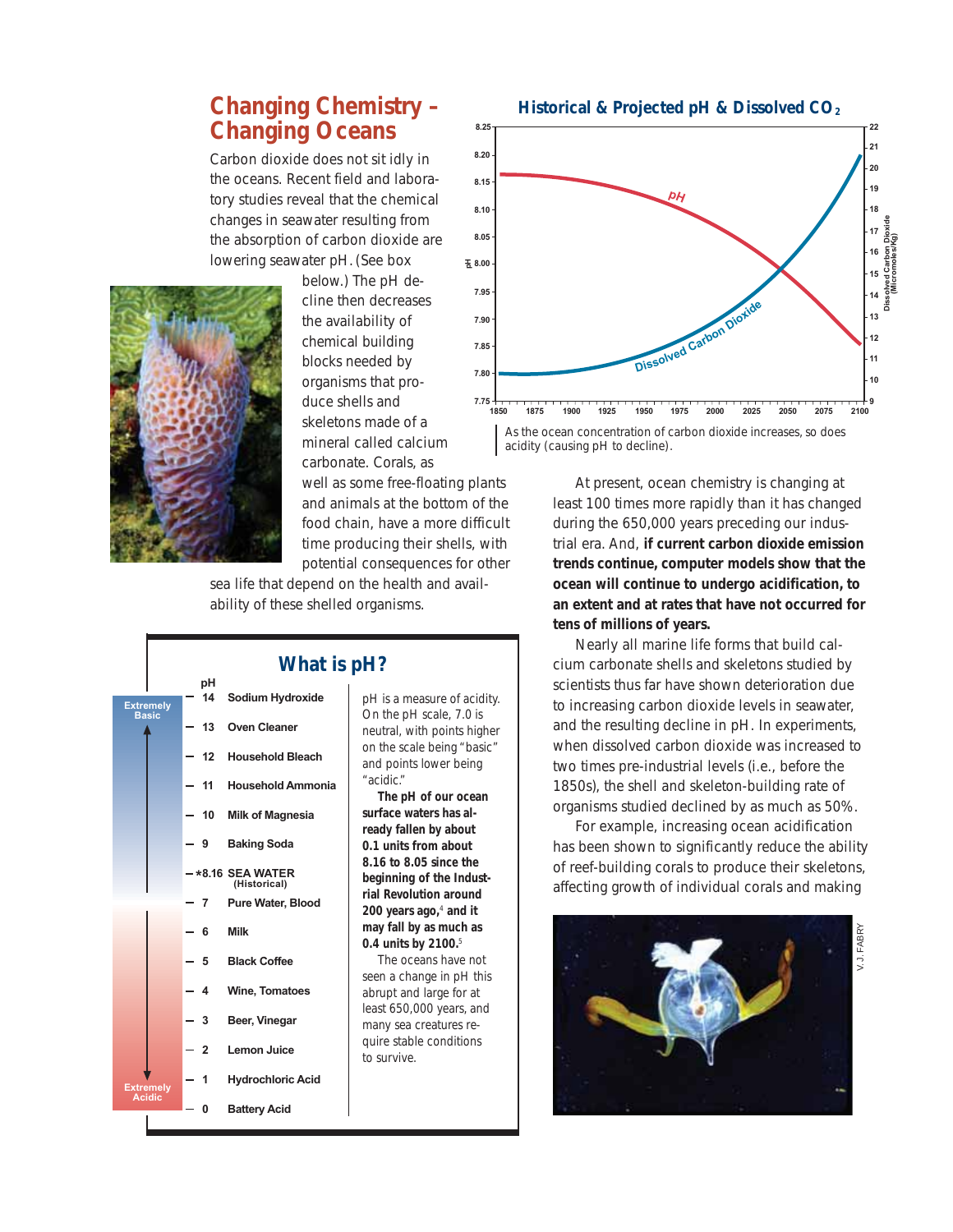## Changing Chemistry – Changing Oceans

Carbon dioxide does not sit idly in the oceans. Recent field and laboratory studies reveal that the chemical changes in seawater resulting from the absorption of carbon dioxide are lowering seawater pH. (See box below.) The pH decline then decreases the availability of chemical building blocks needed by organisms that produce shells and skeletons made of a mineral called calcium carbonate. Corals, as well as some free-floating plants and animals at the bottom of the food chain, have a more difficult time producing their shells, with potential consequences for other sea life that depend on the health and availability of these shelled organisms.

### Historical & Projected pH & Dissolved $CO_2$

As the ocean concentration of carbon dioxide increases, so does acidity (causing pH to decline).

At present, ocean chemistry is changing at least 100 times more rapidly than it has changed during the 650,000 years preceding our industrial era. And, **if current carbon dioxide emission trends continue, computer models show that the ocean will continue to undergo acidification, to an extent and at rates that have not occurred for tens of millions of years.**

Nearly all marine life forms that build calcium carbonate shells and skeletons studied by scientists thus far have shown deterioration due to increasing carbon dioxide levels in seawater, and the resulting decline in pH. In experiments, when dissolved carbon dioxide was increased to two times pre-industrial levels (i.e., before the 1850s), the shell and skeleton-building rate of organisms studied declined by as much as 50%.

For example, increasing ocean acidification has been shown to significantly reduce the ability of reef-building corals to produce their skeletons, affecting growth of individual corals and making

V.J. FABRY

### What is pH?

| pH | |
|---|---|
| 14 | Sodium Hydroxide |
| 13 | Oven Cleaner |
| 12 | Household Bleach |
| 11 | Household Ammonia |
| 10 | Milk of Magnesia |
| 9 | Baking Soda |
| *8.16 | SEA WATER (Historical) |
| 7 | Pure Water, Blood |
| 6 | Milk |
| 5 | Black Coffee |
| 4 | Wine, Tomatoes |
| 3 | Beer, Vinegar |
| 2 | Lemon Juice |
| 1 | Hydrochloric Acid |
| 0 | Battery Acid |

Extremely Basic ↑ / ↓ Extremely Acidic

pH is a measure of acidity. On the pH scale, 7.0 is neutral, with points higher on the scale being "basic" and points lower being "acidic."

**The pH of our ocean surface waters has already fallen by about 0.1 units from about 8.16 to 8.05 since the beginning of the Industrial Revolution around 200 years ago,[4] and it may fall by as much as 0.4 units by 2100.[5]**

The oceans have not seen a change in pH this abrupt and large for at least 650,000 years, and many sea creatures require stable conditions to survive.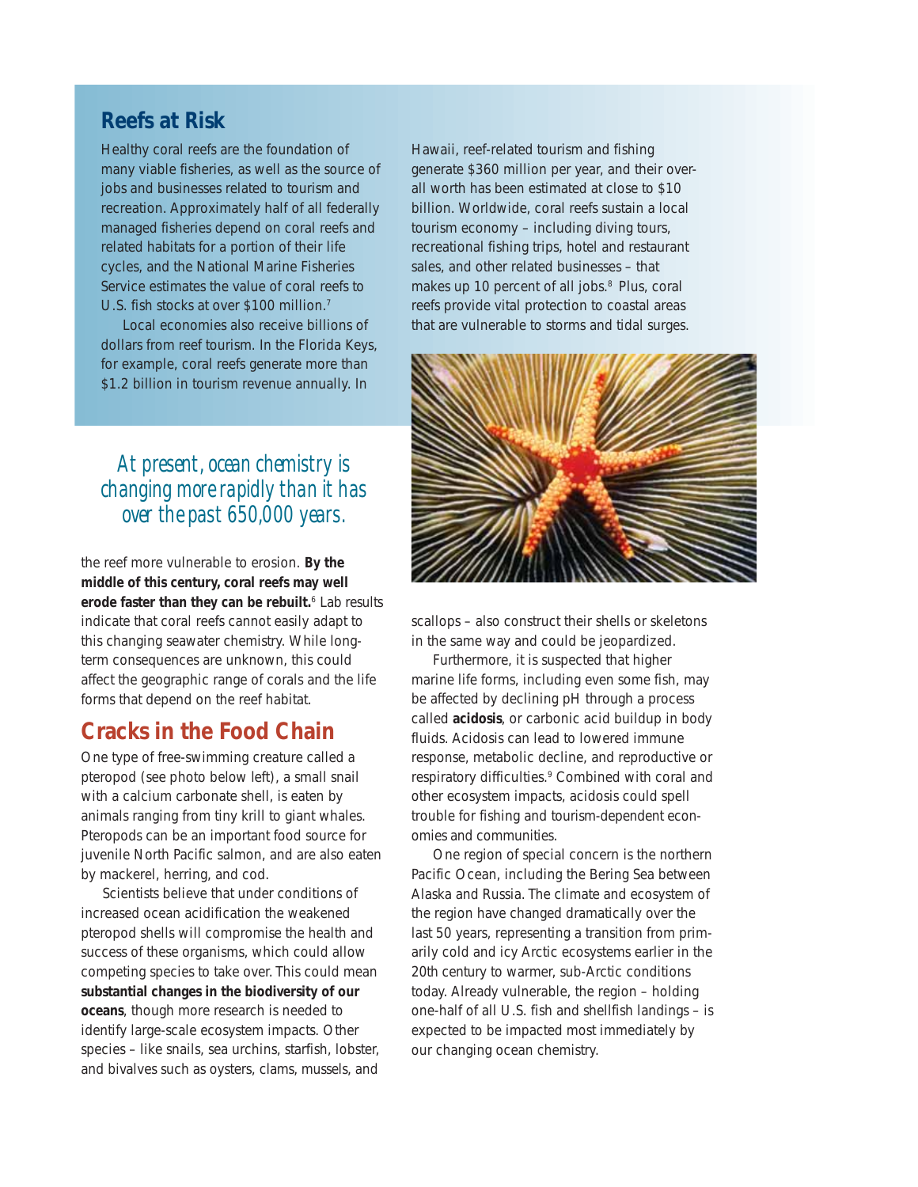## Reefs at Risk

Healthy coral reefs are the foundation of many viable fisheries, as well as the source of jobs and businesses related to tourism and recreation. Approximately half of all federally managed fisheries depend on coral reefs and related habitats for a portion of their life cycles, and the National Marine Fisheries Service estimates the value of coral reefs to U.S. fish stocks at over $100 million.[7]

Local economies also receive billions of dollars from reef tourism. In the Florida Keys, for example, coral reefs generate more than $1.2 billion in tourism revenue annually. In Hawaii, reef-related tourism and fishing generate $360 million per year, and their overall worth has been estimated at close to $10 billion. Worldwide, coral reefs sustain a local tourism economy – including diving tours, recreational fishing trips, hotel and restaurant sales, and other related businesses – that makes up 10 percent of all jobs.[8] Plus, coral reefs provide vital protection to coastal areas that are vulnerable to storms and tidal surges.

*At present, ocean chemistry is changing more rapidly than it has over the past 650,000 years.*

the reef more vulnerable to erosion. **By the middle of this century, coral reefs may well erode faster than they can be rebuilt.**[6] Lab results indicate that coral reefs cannot easily adapt to this changing seawater chemistry. While long-term consequences are unknown, this could affect the geographic range of corals and the life forms that depend on the reef habitat.

## Cracks in the Food Chain

One type of free-swimming creature called a pteropod (see photo below left), a small snail with a calcium carbonate shell, is eaten by animals ranging from tiny krill to giant whales. Pteropods can be an important food source for juvenile North Pacific salmon, and are also eaten by mackerel, herring, and cod.

Scientists believe that under conditions of increased ocean acidification the weakened pteropod shells will compromise the health and success of these organisms, which could allow competing species to take over. This could mean **substantial changes in the biodiversity of our oceans**, though more research is needed to identify large-scale ecosystem impacts. Other species – like snails, sea urchins, starfish, lobster, and bivalves such as oysters, clams, mussels, and scallops – also construct their shells or skeletons in the same way and could be jeopardized.

Furthermore, it is suspected that higher marine life forms, including even some fish, may be affected by declining pH through a process called **acidosis**, or carbonic acid buildup in body fluids. Acidosis can lead to lowered immune response, metabolic decline, and reproductive or respiratory difficulties.[9] Combined with coral and other ecosystem impacts, acidosis could spell trouble for fishing and tourism-dependent economies and communities.

One region of special concern is the northern Pacific Ocean, including the Bering Sea between Alaska and Russia. The climate and ecosystem of the region have changed dramatically over the last 50 years, representing a transition from primarily cold and icy Arctic ecosystems earlier in the 20th century to warmer, sub-Arctic conditions today. Already vulnerable, the region – holding one-half of all U.S. fish and shellfish landings – is expected to be impacted most immediately by our changing ocean chemistry.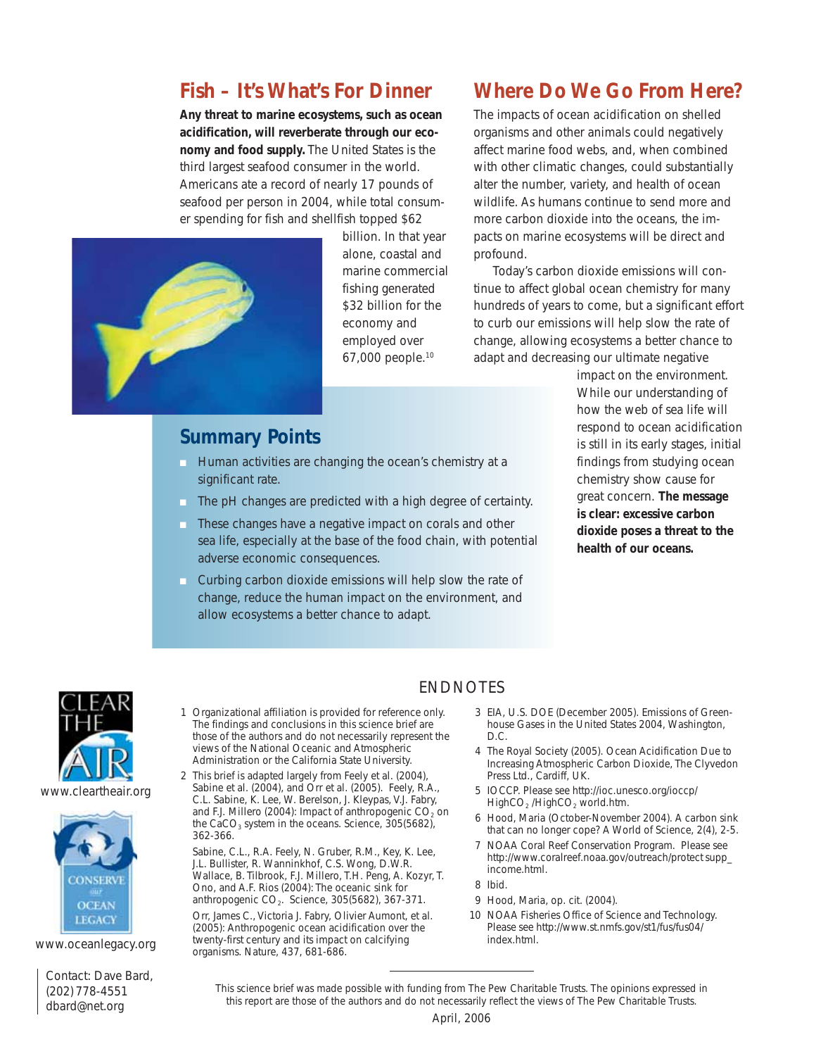## Fish – It's What's For Dinner

**Any threat to marine ecosystems, such as ocean acidification, will reverberate through our economy and food supply.** The United States is the third largest seafood consumer in the world. Americans ate a record of nearly 17 pounds of seafood per person in 2004, while total consumer spending for fish and shellfish topped $62 billion. In that year alone, coastal and marine commercial fishing generated $32 billion for the economy and employed over 67,000 people.[10]

## Where Do We Go From Here?

The impacts of ocean acidification on shelled organisms and other animals could negatively affect marine food webs, and, when combined with other climatic changes, could substantially alter the number, variety, and health of ocean wildlife. As humans continue to send more and more carbon dioxide into the oceans, the impacts on marine ecosystems will be direct and profound.

Today's carbon dioxide emissions will continue to affect global ocean chemistry for many hundreds of years to come, but a significant effort to curb our emissions will help slow the rate of change, allowing ecosystems a better chance to adapt and decreasing our ultimate negative impact on the environment. While our understanding of how the web of sea life will respond to ocean acidification is still in its early stages, initial findings from studying ocean chemistry show cause for great concern. **The message is clear: excessive carbon dioxide poses a threat to the health of our oceans.**

## Summary Points

- Human activities are changing the ocean's chemistry at a significant rate.
- The pH changes are predicted with a high degree of certainty.
- These changes have a negative impact on corals and other sea life, especially at the base of the food chain, with potential adverse economic consequences.
- Curbing carbon dioxide emissions will help slow the rate of change, reduce the human impact on the environment, and allow ecosystems a better chance to adapt.

## ENDNOTES

1. Organizational affiliation is provided for reference only. The findings and conclusions in this science brief are those of the authors and do not necessarily represent the views of the National Oceanic and Atmospheric Administration or the California State University.
2. This brief is adapted largely from Feely et al. (2004), Sabine et al. (2004), and Orr et al. (2005). Feely, R.A., C.L. Sabine, K. Lee, W. Berelson, J. Kleypas, V.J. Fabry, and F.J. Millero (2004): Impact of anthropogenic $CO_2$ on the $CaCO_3$ system in the oceans. Science, 305(5682), 362-366.

   Sabine, C.L., R.A. Feely, N. Gruber, R.M., Key, K. Lee, J.L. Bullister, R. Wanninkhof, C.S. Wong, D.W.R. Wallace, B. Tilbrook, F.J. Millero, T.H. Peng, A. Kozyr, T. Ono, and A.F. Rios (2004): The oceanic sink for anthropogenic $CO_2$. Science, 305(5682), 367-371.

   Orr, James C., Victoria J. Fabry, Olivier Aumont, et al. (2005): Anthropogenic ocean acidification over the twenty-first century and its impact on calcifying organisms. Nature, 437, 681-686.
3. EIA, U.S. DOE (December 2005). Emissions of Greenhouse Gases in the United States 2004, Washington, D.C.
4. The Royal Society (2005). Ocean Acidification Due to Increasing Atmospheric Carbon Dioxide, The Clyvedon Press Ltd., Cardiff, UK.
5. IOCCP. Please see http://ioc.unesco.org/ioccp/HighCO2/HighCO2 world.htm.
6. Hood, Maria (October-November 2004). A carbon sink that can no longer cope? A World of Science, 2(4), 2-5.
7. NOAA Coral Reef Conservation Program. Please see http://www.coralreef.noaa.gov/outreach/protect supp_income.html.
8. Ibid.
9. Hood, Maria, op. cit. (2004).
10. NOAA Fisheries Office of Science and Technology. Please see http://www.st.nmfs.gov/st1/fus/fus04/index.html.

www.cleartheair.org

www.oceanlegacy.org

Contact: Dave Bard,
(202) 778-4551
dbard@net.org

This science brief was made possible with funding from The Pew Charitable Trusts. The opinions expressed in this report are those of the authors and do not necessarily reflect the views of The Pew Charitable Trusts.

April, 2006